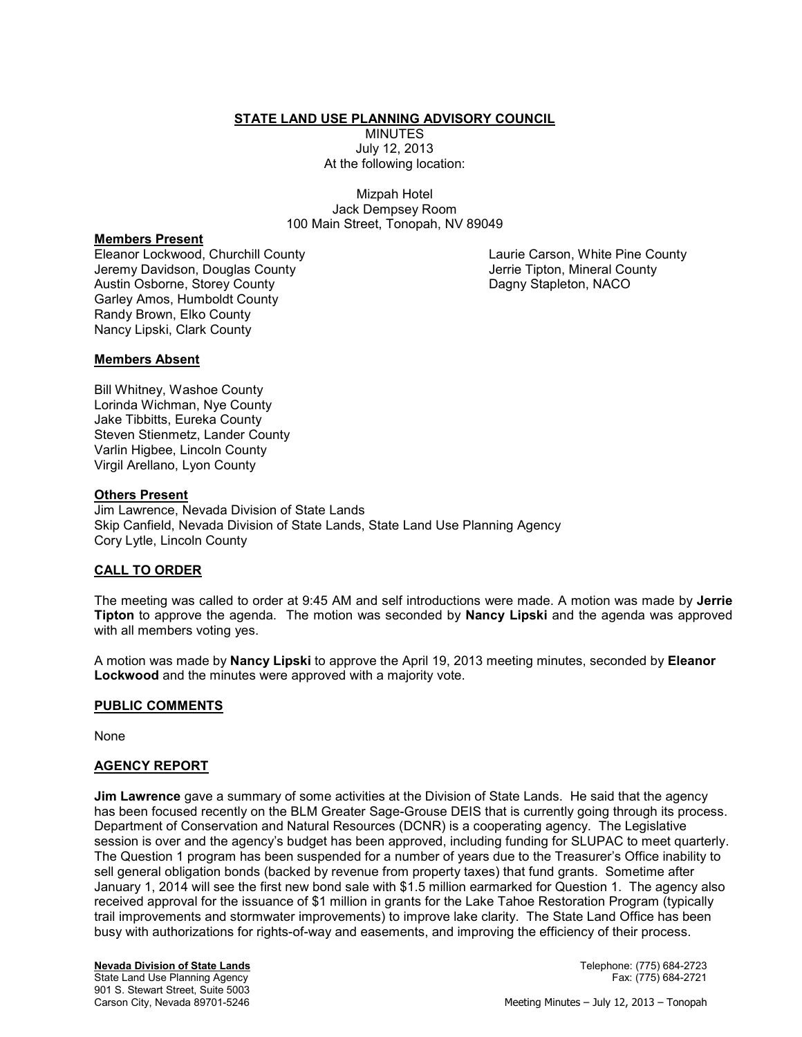**STATE LAND USE PLANNING ADVISORY COUNCIL**

MINUTES
July 12, 2013
At the following location:

Mizpah Hotel
Jack Dempsey Room
100 Main Street, Tonopah, NV 89049

**Members Present**

Eleanor Lockwood, Churchill County
Jeremy Davidson, Douglas County
Austin Osborne, Storey County
Garley Amos, Humboldt County
Randy Brown, Elko County
Nancy Lipski, Clark County
Laurie Carson, White Pine County
Jerrie Tipton, Mineral County
Dagny Stapleton, NACO

**Members Absent**

Bill Whitney, Washoe County
Lorinda Wichman, Nye County
Jake Tibbitts, Eureka County
Steven Stienmetz, Lander County
Varlin Higbee, Lincoln County
Virgil Arellano, Lyon County

**Others Present**

Jim Lawrence, Nevada Division of State Lands
Skip Canfield, Nevada Division of State Lands, State Land Use Planning Agency
Cory Lytle, Lincoln County

**CALL TO ORDER**

The meeting was called to order at 9:45 AM and self introductions were made. A motion was made by **Jerrie Tipton** to approve the agenda. The motion was seconded by **Nancy Lipski** and the agenda was approved with all members voting yes.

A motion was made by **Nancy Lipski** to approve the April 19, 2013 meeting minutes, seconded by **Eleanor Lockwood** and the minutes were approved with a majority vote.

**PUBLIC COMMENTS**

None

**AGENCY REPORT**

**Jim Lawrence** gave a summary of some activities at the Division of State Lands. He said that the agency has been focused recently on the BLM Greater Sage-Grouse DEIS that is currently going through its process. Department of Conservation and Natural Resources (DCNR) is a cooperating agency. The Legislative session is over and the agency's budget has been approved, including funding for SLUPAC to meet quarterly. The Question 1 program has been suspended for a number of years due to the Treasurer's Office inability to sell general obligation bonds (backed by revenue from property taxes) that fund grants. Sometime after January 1, 2014 will see the first new bond sale with $1.5 million earmarked for Question 1. The agency also received approval for the issuance of $1 million in grants for the Lake Tahoe Restoration Program (typically trail improvements and stormwater improvements) to improve lake clarity. The State Land Office has been busy with authorizations for rights-of-way and easements, and improving the efficiency of their process.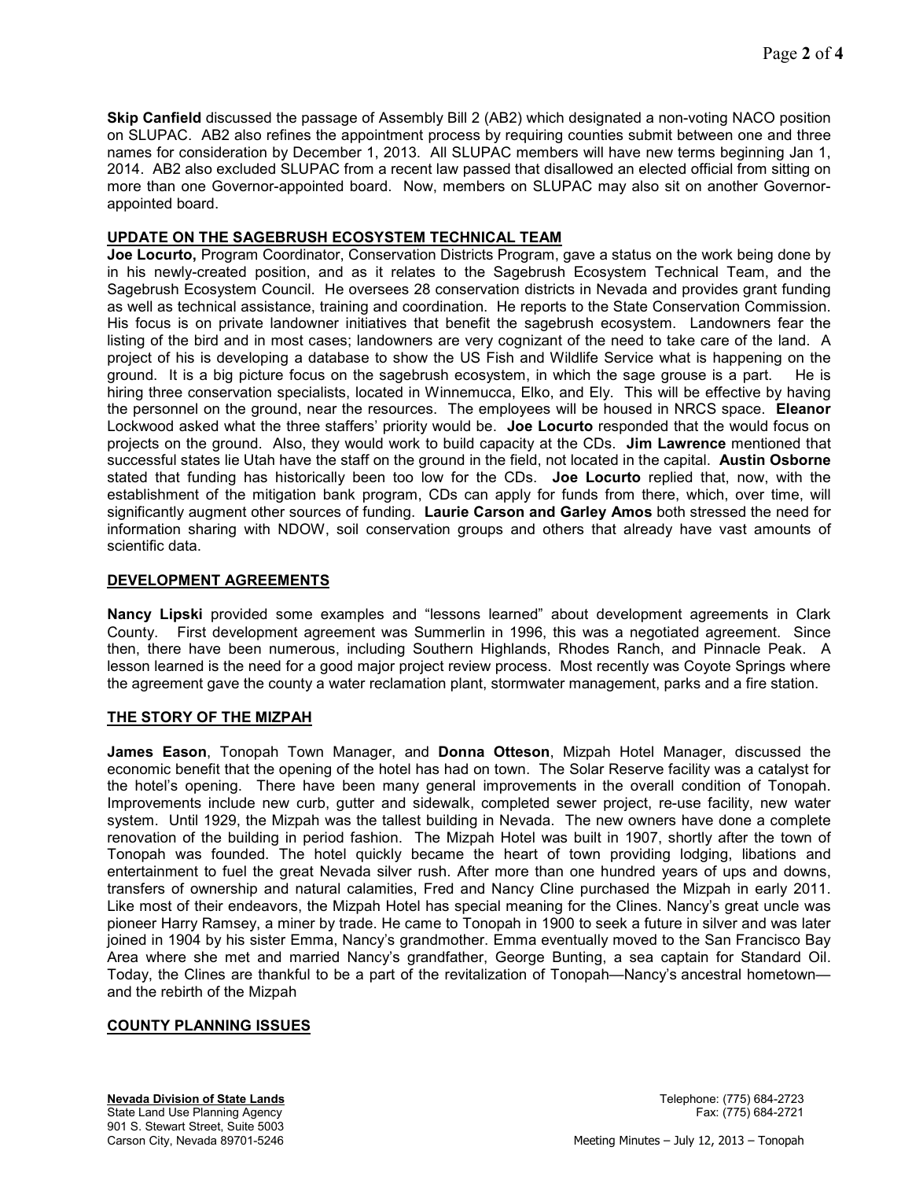**Skip Canfield** discussed the passage of Assembly Bill 2 (AB2) which designated a non-voting NACO position on SLUPAC. AB2 also refines the appointment process by requiring counties submit between one and three names for consideration by December 1, 2013. All SLUPAC members will have new terms beginning Jan 1, 2014. AB2 also excluded SLUPAC from a recent law passed that disallowed an elected official from sitting on more than one Governor-appointed board. Now, members on SLUPAC may also sit on another Governor-appointed board.

## UPDATE ON THE SAGEBRUSH ECOSYSTEM TECHNICAL TEAM

**Joe Locurto,** Program Coordinator, Conservation Districts Program, gave a status on the work being done by in his newly-created position, and as it relates to the Sagebrush Ecosystem Technical Team, and the Sagebrush Ecosystem Council. He oversees 28 conservation districts in Nevada and provides grant funding as well as technical assistance, training and coordination. He reports to the State Conservation Commission. His focus is on private landowner initiatives that benefit the sagebrush ecosystem. Landowners fear the listing of the bird and in most cases; landowners are very cognizant of the need to take care of the land. A project of his is developing a database to show the US Fish and Wildlife Service what is happening on the ground. It is a big picture focus on the sagebrush ecosystem, in which the sage grouse is a part. He is hiring three conservation specialists, located in Winnemucca, Elko, and Ely. This will be effective by having the personnel on the ground, near the resources. The employees will be housed in NRCS space. **Eleanor** Lockwood asked what the three staffers' priority would be. **Joe Locurto** responded that the would focus on projects on the ground. Also, they would work to build capacity at the CDs. **Jim Lawrence** mentioned that successful states lie Utah have the staff on the ground in the field, not located in the capital. **Austin Osborne** stated that funding has historically been too low for the CDs. **Joe Locurto** replied that, now, with the establishment of the mitigation bank program, CDs can apply for funds from there, which, over time, will significantly augment other sources of funding. **Laurie Carson and Garley Amos** both stressed the need for information sharing with NDOW, soil conservation groups and others that already have vast amounts of scientific data.

## DEVELOPMENT AGREEMENTS

**Nancy Lipski** provided some examples and "lessons learned" about development agreements in Clark County. First development agreement was Summerlin in 1996, this was a negotiated agreement. Since then, there have been numerous, including Southern Highlands, Rhodes Ranch, and Pinnacle Peak. A lesson learned is the need for a good major project review process. Most recently was Coyote Springs where the agreement gave the county a water reclamation plant, stormwater management, parks and a fire station.

## THE STORY OF THE MIZPAH

**James Eason**, Tonopah Town Manager, and **Donna Otteson**, Mizpah Hotel Manager, discussed the economic benefit that the opening of the hotel has had on town. The Solar Reserve facility was a catalyst for the hotel's opening. There have been many general improvements in the overall condition of Tonopah. Improvements include new curb, gutter and sidewalk, completed sewer project, re-use facility, new water system. Until 1929, the Mizpah was the tallest building in Nevada. The new owners have done a complete renovation of the building in period fashion. The Mizpah Hotel was built in 1907, shortly after the town of Tonopah was founded. The hotel quickly became the heart of town providing lodging, libations and entertainment to fuel the great Nevada silver rush. After more than one hundred years of ups and downs, transfers of ownership and natural calamities, Fred and Nancy Cline purchased the Mizpah in early 2011. Like most of their endeavors, the Mizpah Hotel has special meaning for the Clines. Nancy's great uncle was pioneer Harry Ramsey, a miner by trade. He came to Tonopah in 1900 to seek a future in silver and was later joined in 1904 by his sister Emma, Nancy's grandmother. Emma eventually moved to the San Francisco Bay Area where she met and married Nancy's grandfather, George Bunting, a sea captain for Standard Oil. Today, the Clines are thankful to be a part of the revitalization of Tonopah—Nancy's ancestral hometown—and the rebirth of the Mizpah

## COUNTY PLANNING ISSUES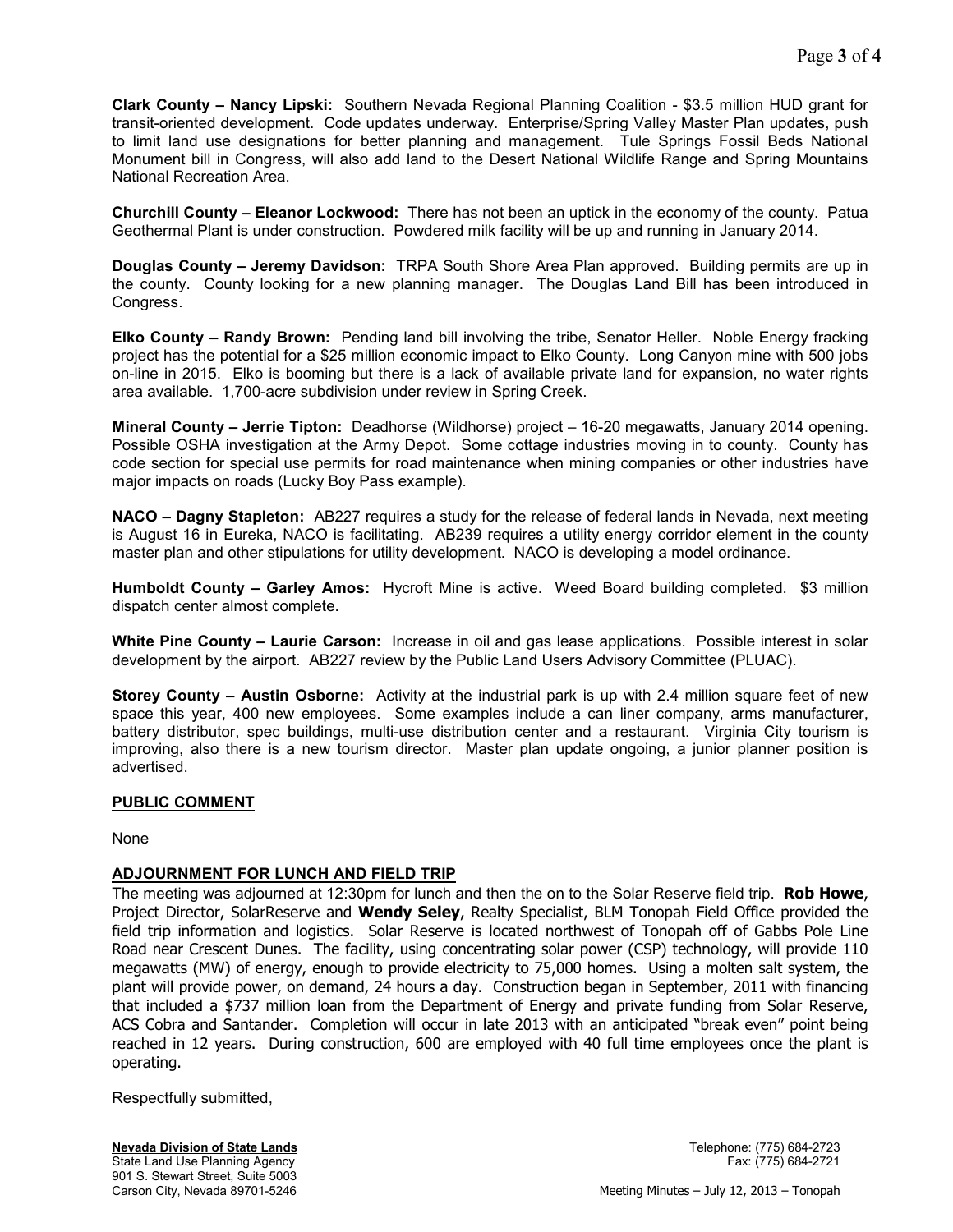**Clark County – Nancy Lipski:** Southern Nevada Regional Planning Coalition - $3.5 million HUD grant for transit-oriented development. Code updates underway. Enterprise/Spring Valley Master Plan updates, push to limit land use designations for better planning and management. Tule Springs Fossil Beds National Monument bill in Congress, will also add land to the Desert National Wildlife Range and Spring Mountains National Recreation Area.

**Churchill County – Eleanor Lockwood:** There has not been an uptick in the economy of the county. Patua Geothermal Plant is under construction. Powdered milk facility will be up and running in January 2014.

**Douglas County – Jeremy Davidson:** TRPA South Shore Area Plan approved. Building permits are up in the county. County looking for a new planning manager. The Douglas Land Bill has been introduced in Congress.

**Elko County – Randy Brown:** Pending land bill involving the tribe, Senator Heller. Noble Energy fracking project has the potential for a $25 million economic impact to Elko County. Long Canyon mine with 500 jobs on-line in 2015. Elko is booming but there is a lack of available private land for expansion, no water rights area available. 1,700-acre subdivision under review in Spring Creek.

**Mineral County – Jerrie Tipton:** Deadhorse (Wildhorse) project – 16-20 megawatts, January 2014 opening. Possible OSHA investigation at the Army Depot. Some cottage industries moving in to county. County has code section for special use permits for road maintenance when mining companies or other industries have major impacts on roads (Lucky Boy Pass example).

**NACO – Dagny Stapleton:** AB227 requires a study for the release of federal lands in Nevada, next meeting is August 16 in Eureka, NACO is facilitating. AB239 requires a utility energy corridor element in the county master plan and other stipulations for utility development. NACO is developing a model ordinance.

**Humboldt County – Garley Amos:** Hycroft Mine is active. Weed Board building completed. $3 million dispatch center almost complete.

**White Pine County – Laurie Carson:** Increase in oil and gas lease applications. Possible interest in solar development by the airport. AB227 review by the Public Land Users Advisory Committee (PLUAC).

**Storey County – Austin Osborne:** Activity at the industrial park is up with 2.4 million square feet of new space this year, 400 new employees. Some examples include a can liner company, arms manufacturer, battery distributor, spec buildings, multi-use distribution center and a restaurant. Virginia City tourism is improving, also there is a new tourism director. Master plan update ongoing, a junior planner position is advertised.

## PUBLIC COMMENT

None

## ADJOURNMENT FOR LUNCH AND FIELD TRIP

The meeting was adjourned at 12:30pm for lunch and then the on to the Solar Reserve field trip. **Rob Howe**, Project Director, SolarReserve and **Wendy Seley**, Realty Specialist, BLM Tonopah Field Office provided the field trip information and logistics. Solar Reserve is located northwest of Tonopah off of Gabbs Pole Line Road near Crescent Dunes. The facility, using concentrating solar power (CSP) technology, will provide 110 megawatts (MW) of energy, enough to provide electricity to 75,000 homes. Using a molten salt system, the plant will provide power, on demand, 24 hours a day. Construction began in September, 2011 with financing that included a $737 million loan from the Department of Energy and private funding from Solar Reserve, ACS Cobra and Santander. Completion will occur in late 2013 with an anticipated "break even" point being reached in 12 years. During construction, 600 are employed with 40 full time employees once the plant is operating.

Respectfully submitted,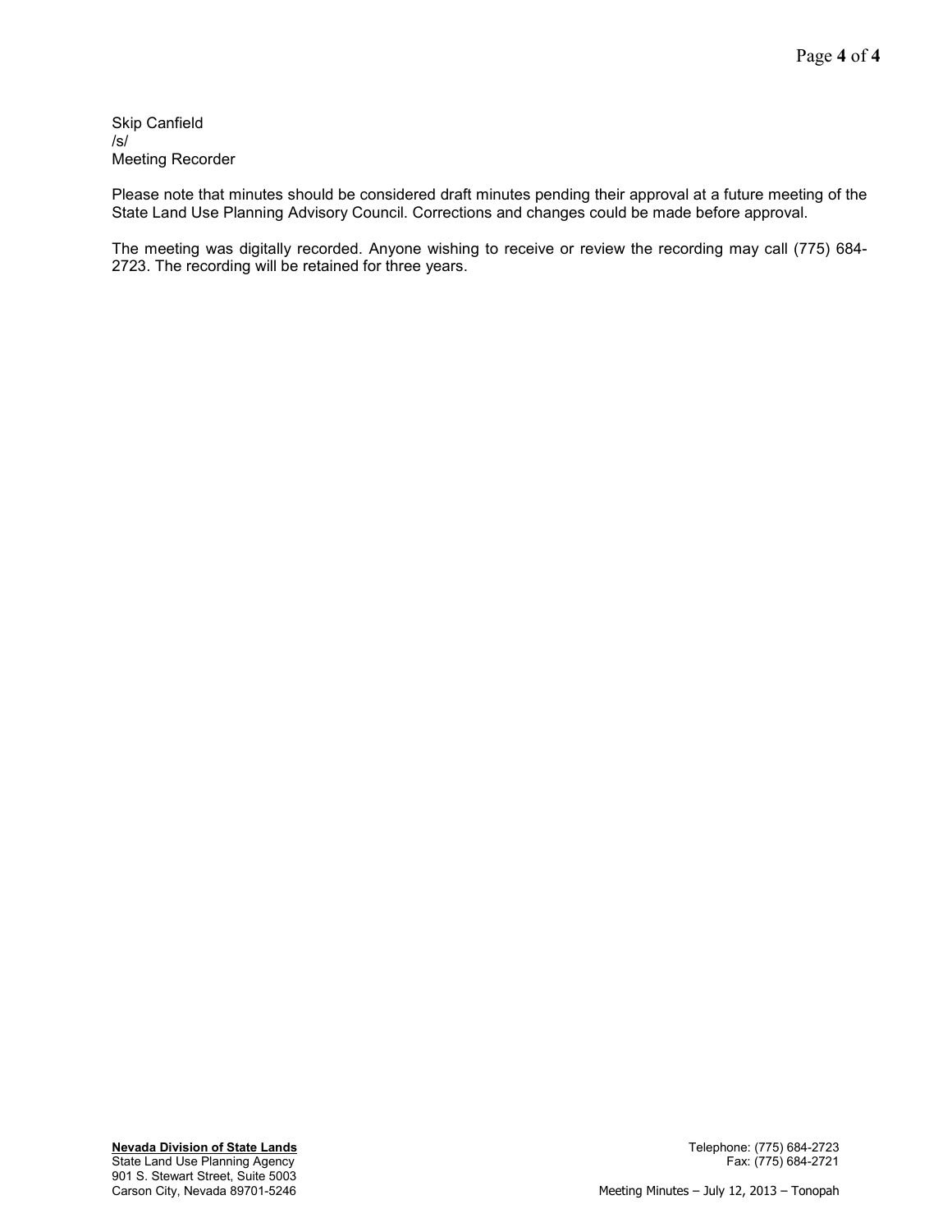Skip Canfield
/s/
Meeting Recorder

Please note that minutes should be considered draft minutes pending their approval at a future meeting of the State Land Use Planning Advisory Council. Corrections and changes could be made before approval.

The meeting was digitally recorded. Anyone wishing to receive or review the recording may call (775) 684-2723. The recording will be retained for three years.